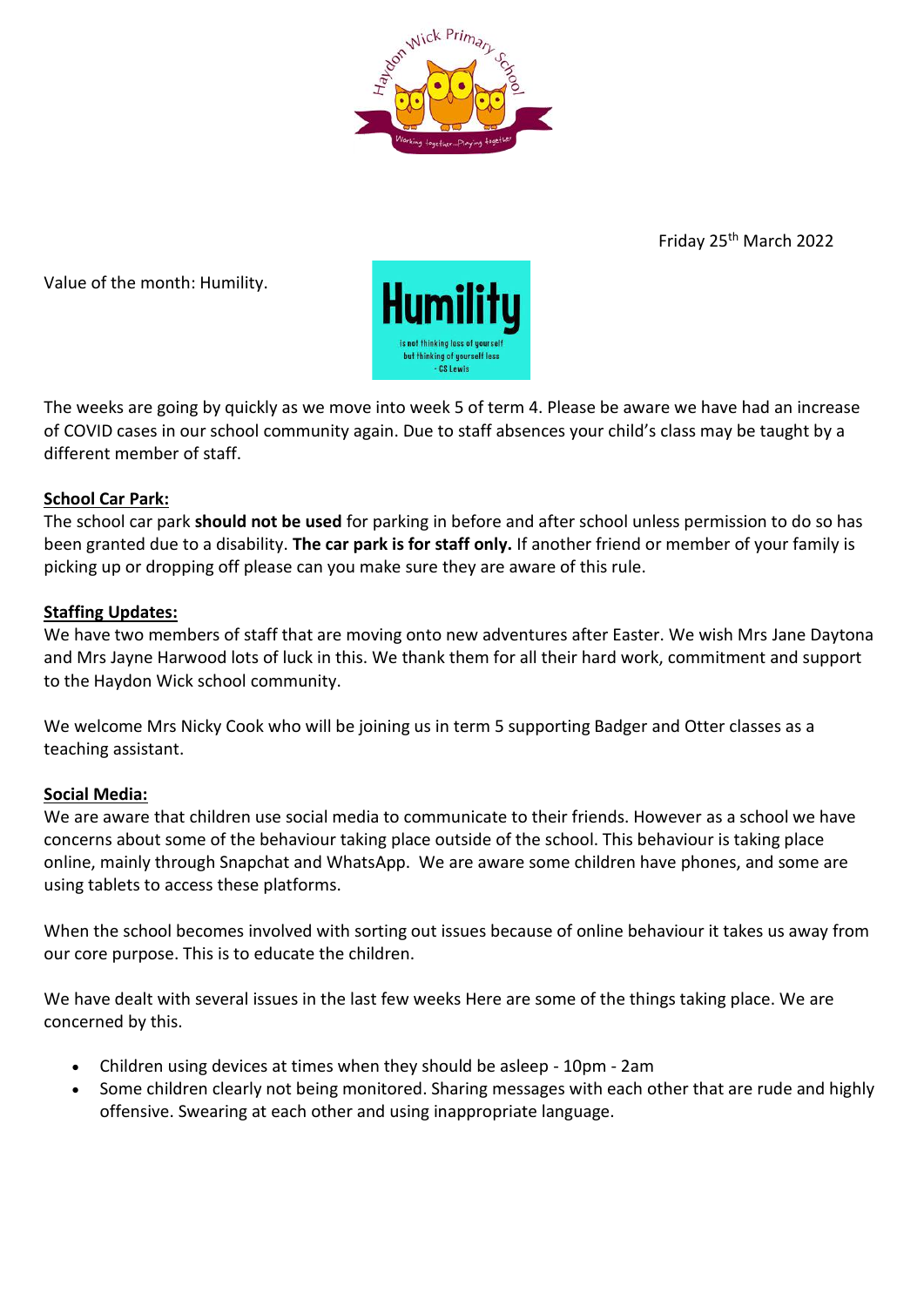Friday 25th March 2022

Value of the month: Humility.

**Humility**

is not thinking less of yourself but thinking of yourself less - CS Lewis

The weeks are going by quickly as we move into week 5 of term 4. Please be aware we have had an increase of COVID cases in our school community again. Due to staff absences your child's class may be taught by a different member of staff.

**School Car Park:**

The school car park **should not be used** for parking in before and after school unless permission to do so has been granted due to a disability. **The car park is for staff only.** If another friend or member of your family is picking up or dropping off please can you make sure they are aware of this rule.

**Staffing Updates:**

We have two members of staff that are moving onto new adventures after Easter. We wish Mrs Jane Daytona and Mrs Jayne Harwood lots of luck in this. We thank them for all their hard work, commitment and support to the Haydon Wick school community.

We welcome Mrs Nicky Cook who will be joining us in term 5 supporting Badger and Otter classes as a teaching assistant.

**Social Media:**

We are aware that children use social media to communicate to their friends. However as a school we have concerns about some of the behaviour taking place outside of the school. This behaviour is taking place online, mainly through Snapchat and WhatsApp. We are aware some children have phones, and some are using tablets to access these platforms.

When the school becomes involved with sorting out issues because of online behaviour it takes us away from our core purpose. This is to educate the children.

We have dealt with several issues in the last few weeks Here are some of the things taking place. We are concerned by this.

- Children using devices at times when they should be asleep - 10pm - 2am
- Some children clearly not being monitored. Sharing messages with each other that are rude and highly offensive. Swearing at each other and using inappropriate language.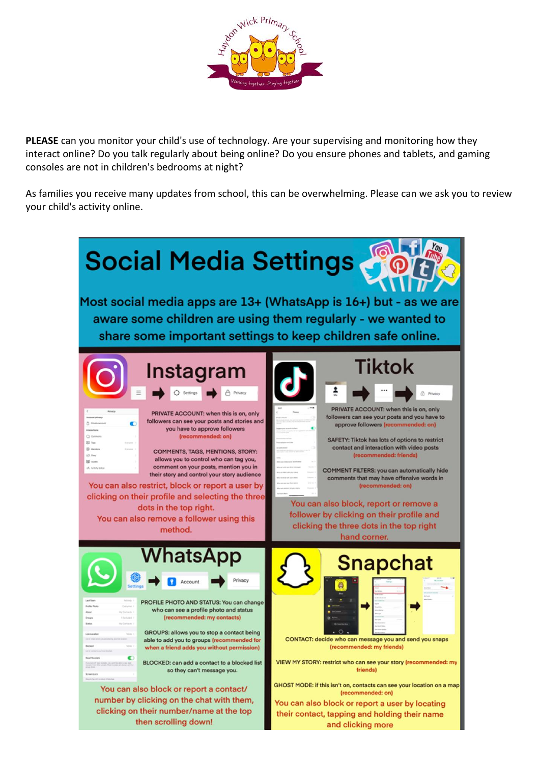PLEASE can you monitor your child's use of technology. Are your supervising and monitoring how they interact online? Do you talk regularly about being online? Do you ensure phones and tablets, and gaming consoles are not in children's bedrooms at night?

As families you receive many updates from school, this can be overwhelming. Please can we ask you to review your child's activity online.

# Social Media Settings

Most social media apps are 13+ (WhatsApp is 16+) but - as we are aware some children are using them regularly - we wanted to share some important settings to keep children safe online.

## Instagram

Settings → Privacy

PRIVATE ACCOUNT: when this is on, only followers can see your posts and stories and you have to approve followers (recommended: on)

COMMENTS, TAGS, MENTIONS, STORY: allows you to control who can tag you, comment on your posts, mention you in their story and control your story audience

You can also restrict, block or report a user by clicking on their profile and selecting the three dots in the top right. You can also remove a follower using this method.

## Tiktok

Me → ... → Privacy

PRIVATE ACCOUNT: when this is on, only followers can see your posts and you have to approve followers (recommended: on)

SAFETY: Tiktok has lots of options to restrict contact and interaction with video posts (recommended: friends)

COMMENT FILTERS: you can automatically hide comments that may have offensive words in (recommended: on)

You can also block, report or remove a follower by clicking on their profile and clicking the three dots in the top right hand corner.

## WhatsApp

Settings → Account → Privacy

PROFILE PHOTO AND STATUS: You can change who can see a profile photo and status (recommended: my contacts)

GROUPS: allows you to stop a contact being able to add you to groups (recommended for when a friend adds you without permission)

BLOCKED: can add a contact to a blocked list so they can't message you.

You can also block or report a contact/number by clicking on the chat with them, clicking on their number/name at the top then scrolling down!

## Snapchat

CONTACT: decide who can message you and send you snaps (recommended: my friends)

VIEW MY STORY: restrict who can see your story (recommended: my friends)

GHOST MODE: if this isn't on, contacts can see your location on a map (recommended: on)

You can also block or report a user by locating their contact, tapping and holding their name and clicking more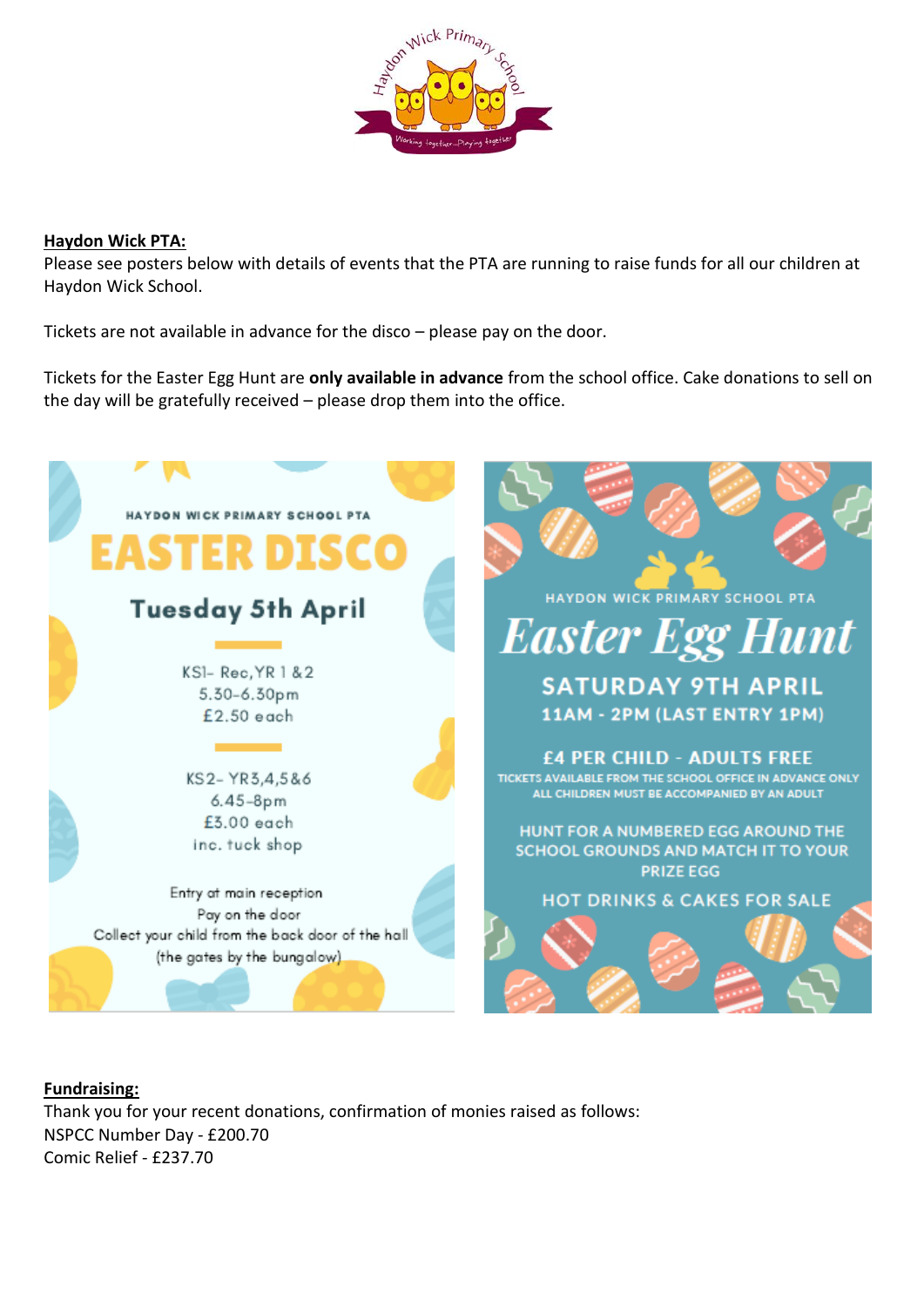**Haydon Wick PTA:**

Please see posters below with details of events that the PTA are running to raise funds for all our children at Haydon Wick School.

Tickets are not available in advance for the disco – please pay on the door.

Tickets for the Easter Egg Hunt are **only available in advance** from the school office. Cake donations to sell on the day will be gratefully received – please drop them into the office.

HAYDON WICK PRIMARY SCHOOL PTA

# EASTER DISCO

## Tuesday 5th April

KS1- Rec, YR 1 & 2
5.30-6.30pm
£2.50 each

KS2- YR3,4,5&6
6.45-8pm
£3.00 each
inc. tuck shop

Entry at main reception
Pay on the door
Collect your child from the back door of the hall
(the gates by the bungalow)

HAYDON WICK PRIMARY SCHOOL PTA

# *Easter Egg Hunt*

## SATURDAY 9TH APRIL

11AM - 2PM (LAST ENTRY 1PM)

£4 PER CHILD - ADULTS FREE

TICKETS AVAILABLE FROM THE SCHOOL OFFICE IN ADVANCE ONLY
ALL CHILDREN MUST BE ACCOMPANIED BY AN ADULT

HUNT FOR A NUMBERED EGG AROUND THE SCHOOL GROUNDS AND MATCH IT TO YOUR PRIZE EGG

HOT DRINKS & CAKES FOR SALE

**Fundraising:**

Thank you for your recent donations, confirmation of monies raised as follows:
NSPCC Number Day - £200.70
Comic Relief - £237.70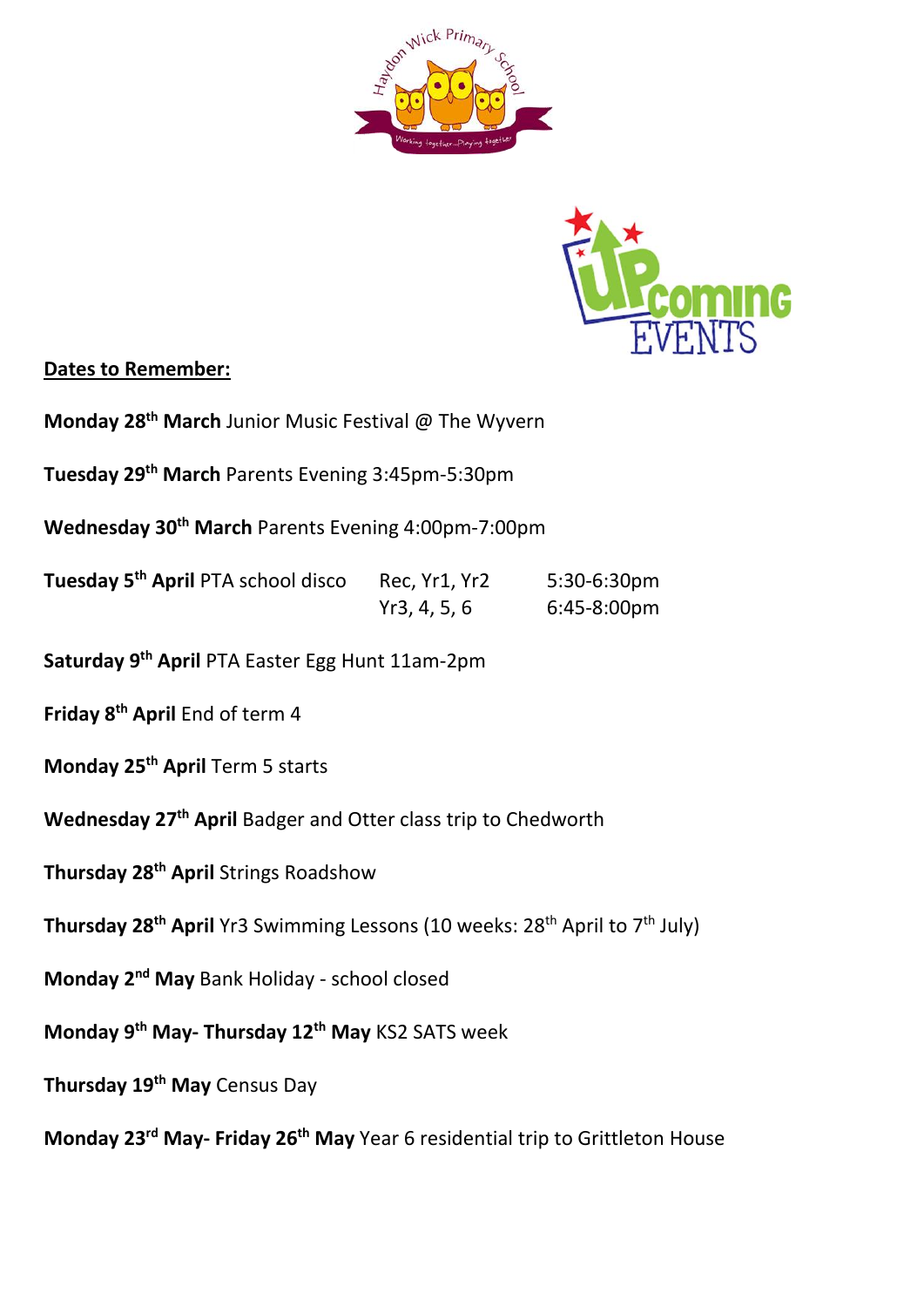**Dates to Remember:**

**Monday 28th March** Junior Music Festival @ The Wyvern

**Tuesday 29th March** Parents Evening 3:45pm-5:30pm

**Wednesday 30th March** Parents Evening 4:00pm-7:00pm

| | | |
|---|---|---|
| **Tuesday 5th April** PTA school disco | Rec, Yr1, Yr2 | 5:30-6:30pm |
| | Yr3, 4, 5, 6 | 6:45-8:00pm |

**Saturday 9th April** PTA Easter Egg Hunt 11am-2pm

**Friday 8th April** End of term 4

**Monday 25th April** Term 5 starts

**Wednesday 27th April** Badger and Otter class trip to Chedworth

**Thursday 28th April** Strings Roadshow

**Thursday 28th April** Yr3 Swimming Lessons (10 weeks: 28th April to 7th July)

**Monday 2nd May** Bank Holiday - school closed

**Monday 9th May- Thursday 12th May** KS2 SATS week

**Thursday 19th May** Census Day

**Monday 23rd May- Friday 26th May** Year 6 residential trip to Grittleton House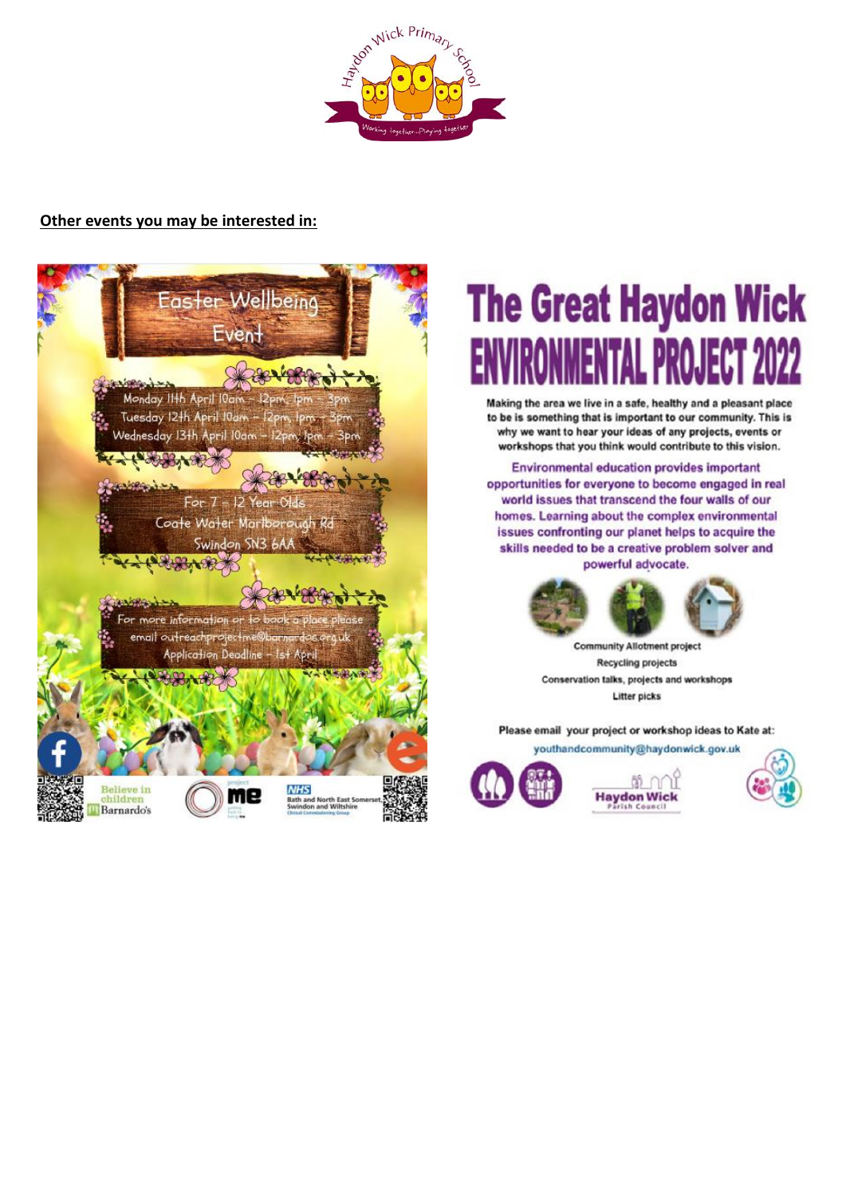**Other events you may be interested in:**

Easter Wellbeing Event

Monday 11th April 10am – 12pm, 1pm – 3pm
Tuesday 12th April 10am – 12pm, 1pm – 3pm
Wednesday 13th April 10am – 12pm, 1pm – 3pm

For 7 – 12 Year Olds
Coate Water Marlborough Rd
Swindon SN3 6AA

For more information or to book a place please email outreachprojectme@barnardos.org.uk
Application Deadline – 1st April

Believe in children Barnardo's

project me

NHS Bath and North East Somerset, Swindon and Wiltshire Clinical Commissioning Group

# The Great Haydon Wick ENVIRONMENTAL PROJECT 2022

Making the area we live in a safe, healthy and a pleasant place to be is something that is important to our community. This is why we want to hear your ideas of any projects, events or workshops that you think would contribute to this vision.

Environmental education provides important opportunities for everyone to become engaged in real world issues that transcend the four walls of our homes. Learning about the complex environmental issues confronting our planet helps to acquire the skills needed to be a creative problem solver and powerful advocate.

Community Allotment project
Recycling projects
Conservation talks, projects and workshops
Litter picks

Please email your project or workshop ideas to Kate at:
youthandcommunity@haydonwick.gov.uk

Haydon Wick Parish Council